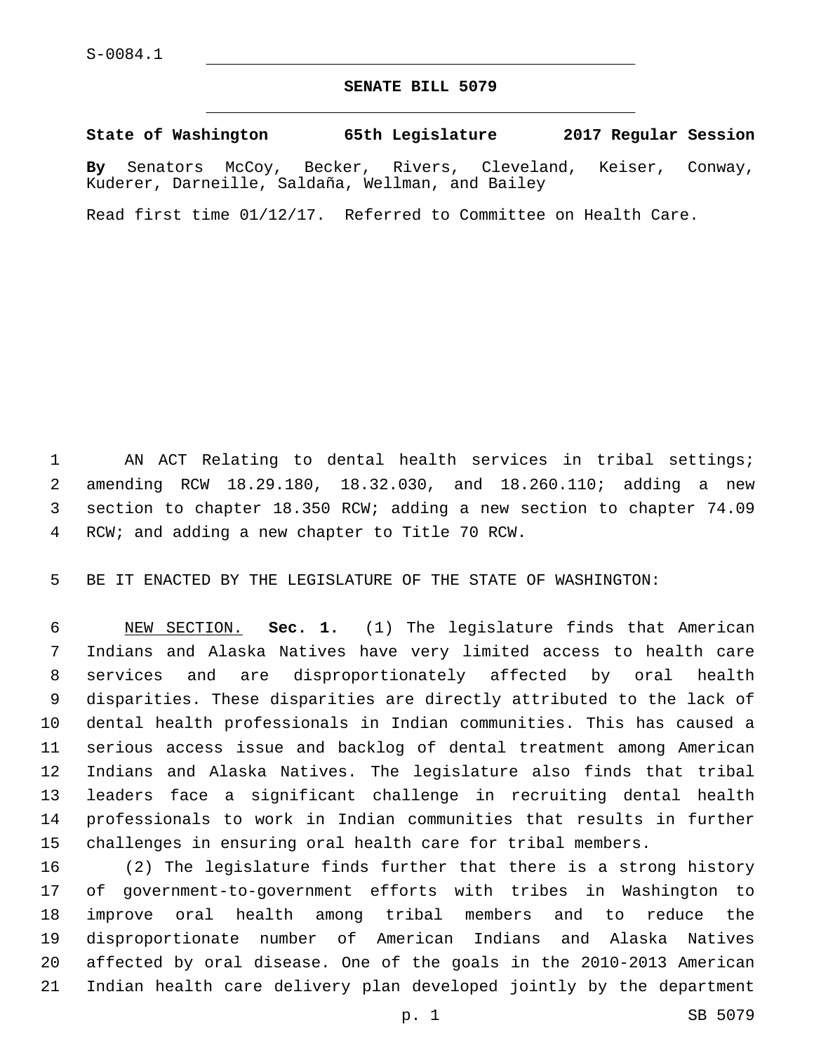S-0084.1

# SENATE BILL 5079

**State of Washington 65th Legislature 2017 Regular Session**

**By** Senators McCoy, Becker, Rivers, Cleveland, Keiser, Conway, Kuderer, Darneille, Saldaña, Wellman, and Bailey

Read first time 01/12/17. Referred to Committee on Health Care.

AN ACT Relating to dental health services in tribal settings; amending RCW 18.29.180, 18.32.030, and 18.260.110; adding a new section to chapter 18.350 RCW; adding a new section to chapter 74.09 RCW; and adding a new chapter to Title 70 RCW.

BE IT ENACTED BY THE LEGISLATURE OF THE STATE OF WASHINGTON:

NEW SECTION. **Sec. 1.** (1) The legislature finds that American Indians and Alaska Natives have very limited access to health care services and are disproportionately affected by oral health disparities. These disparities are directly attributed to the lack of dental health professionals in Indian communities. This has caused a serious access issue and backlog of dental treatment among American Indians and Alaska Natives. The legislature also finds that tribal leaders face a significant challenge in recruiting dental health professionals to work in Indian communities that results in further challenges in ensuring oral health care for tribal members.

(2) The legislature finds further that there is a strong history of government-to-government efforts with tribes in Washington to improve oral health among tribal members and to reduce the disproportionate number of American Indians and Alaska Natives affected by oral disease. One of the goals in the 2010-2013 American Indian health care delivery plan developed jointly by the department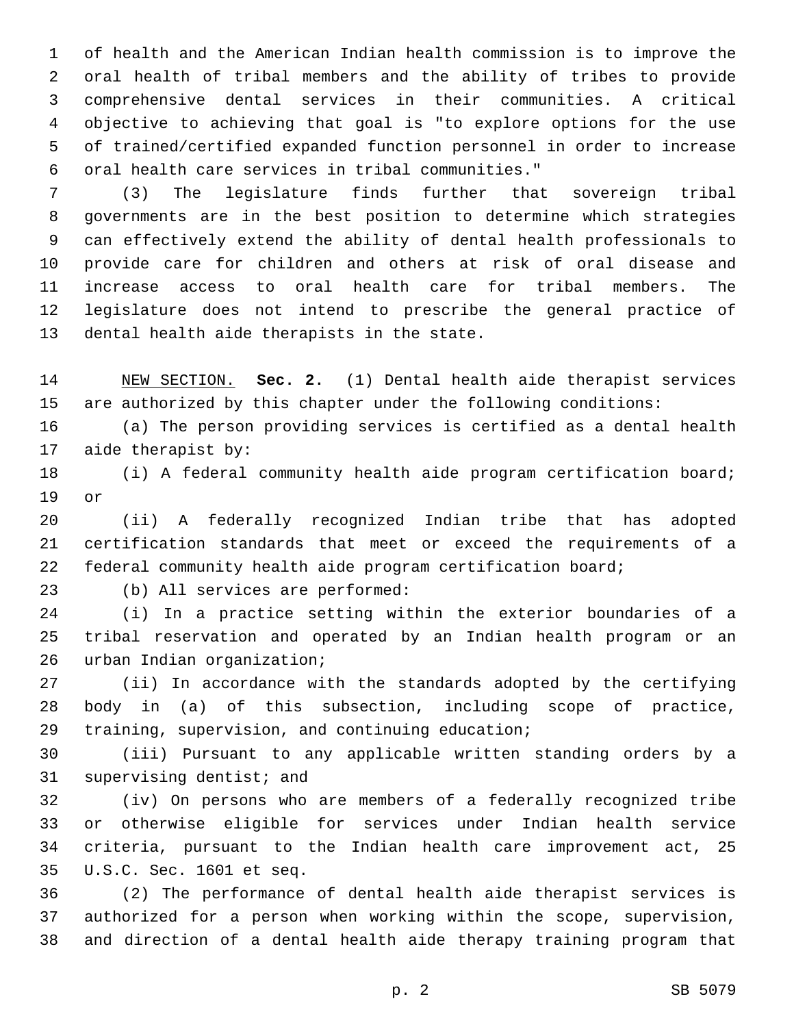of health and the American Indian health commission is to improve the oral health of tribal members and the ability of tribes to provide comprehensive dental services in their communities. A critical objective to achieving that goal is "to explore options for the use of trained/certified expanded function personnel in order to increase oral health care services in tribal communities."

(3) The legislature finds further that sovereign tribal governments are in the best position to determine which strategies can effectively extend the ability of dental health professionals to provide care for children and others at risk of oral disease and increase access to oral health care for tribal members. The legislature does not intend to prescribe the general practice of dental health aide therapists in the state.

NEW SECTION. **Sec. 2.** (1) Dental health aide therapist services are authorized by this chapter under the following conditions:

(a) The person providing services is certified as a dental health aide therapist by:

(i) A federal community health aide program certification board; or

(ii) A federally recognized Indian tribe that has adopted certification standards that meet or exceed the requirements of a federal community health aide program certification board;

(b) All services are performed:

(i) In a practice setting within the exterior boundaries of a tribal reservation and operated by an Indian health program or an urban Indian organization;

(ii) In accordance with the standards adopted by the certifying body in (a) of this subsection, including scope of practice, training, supervision, and continuing education;

(iii) Pursuant to any applicable written standing orders by a supervising dentist; and

(iv) On persons who are members of a federally recognized tribe or otherwise eligible for services under Indian health service criteria, pursuant to the Indian health care improvement act, 25 U.S.C. Sec. 1601 et seq.

(2) The performance of dental health aide therapist services is authorized for a person when working within the scope, supervision, and direction of a dental health aide therapy training program that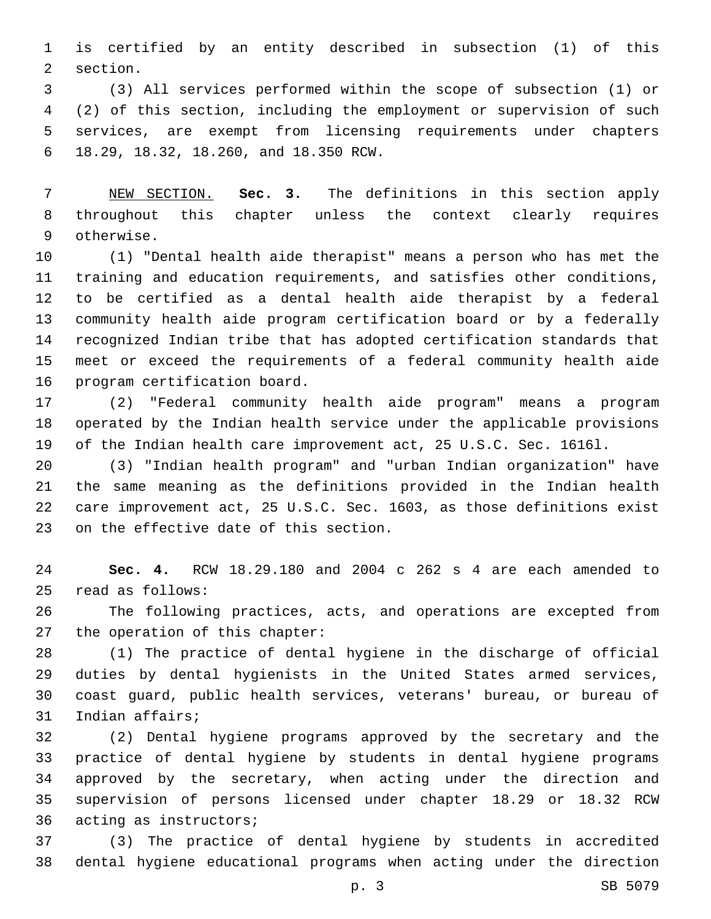is certified by an entity described in subsection (1) of this section.

(3) All services performed within the scope of subsection (1) or (2) of this section, including the employment or supervision of such services, are exempt from licensing requirements under chapters 18.29, 18.32, 18.260, and 18.350 RCW.

NEW SECTION. **Sec. 3.** The definitions in this section apply throughout this chapter unless the context clearly requires otherwise.

(1) "Dental health aide therapist" means a person who has met the training and education requirements, and satisfies other conditions, to be certified as a dental health aide therapist by a federal community health aide program certification board or by a federally recognized Indian tribe that has adopted certification standards that meet or exceed the requirements of a federal community health aide program certification board.

(2) "Federal community health aide program" means a program operated by the Indian health service under the applicable provisions of the Indian health care improvement act, 25 U.S.C. Sec. 1616l.

(3) "Indian health program" and "urban Indian organization" have the same meaning as the definitions provided in the Indian health care improvement act, 25 U.S.C. Sec. 1603, as those definitions exist on the effective date of this section.

**Sec. 4.** RCW 18.29.180 and 2004 c 262 s 4 are each amended to read as follows:

The following practices, acts, and operations are excepted from the operation of this chapter:

(1) The practice of dental hygiene in the discharge of official duties by dental hygienists in the United States armed services, coast guard, public health services, veterans' bureau, or bureau of Indian affairs;

(2) Dental hygiene programs approved by the secretary and the practice of dental hygiene by students in dental hygiene programs approved by the secretary, when acting under the direction and supervision of persons licensed under chapter 18.29 or 18.32 RCW acting as instructors;

(3) The practice of dental hygiene by students in accredited dental hygiene educational programs when acting under the direction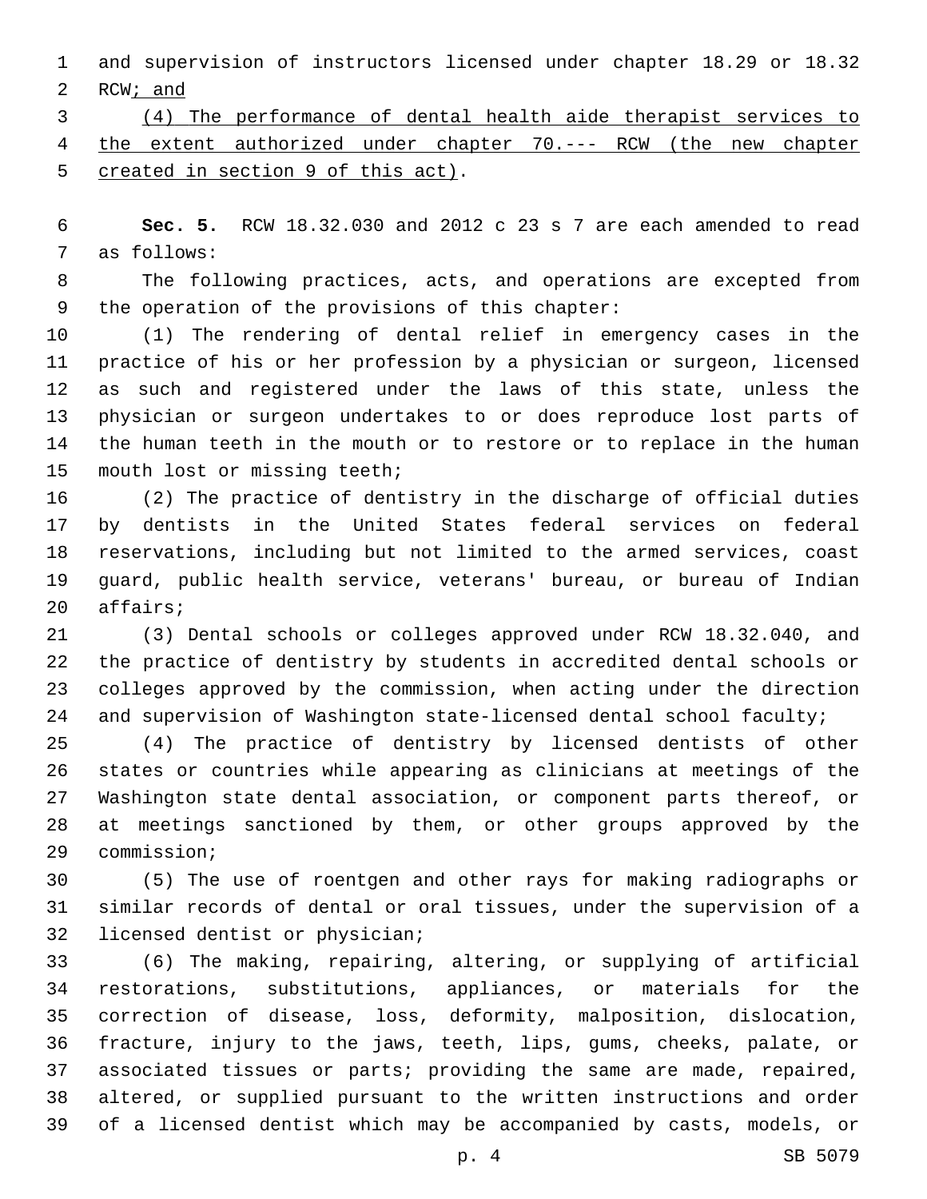and supervision of instructors licensed under chapter 18.29 or 18.32 RCW<u>; and</u>

<u>(4) The performance of dental health aide therapist services to the extent authorized under chapter 70.--- RCW (the new chapter created in section 9 of this act)</u>.

**Sec. 5.** RCW 18.32.030 and 2012 c 23 s 7 are each amended to read as follows:

The following practices, acts, and operations are excepted from the operation of the provisions of this chapter:

(1) The rendering of dental relief in emergency cases in the practice of his or her profession by a physician or surgeon, licensed as such and registered under the laws of this state, unless the physician or surgeon undertakes to or does reproduce lost parts of the human teeth in the mouth or to restore or to replace in the human mouth lost or missing teeth;

(2) The practice of dentistry in the discharge of official duties by dentists in the United States federal services on federal reservations, including but not limited to the armed services, coast guard, public health service, veterans' bureau, or bureau of Indian affairs;

(3) Dental schools or colleges approved under RCW 18.32.040, and the practice of dentistry by students in accredited dental schools or colleges approved by the commission, when acting under the direction and supervision of Washington state-licensed dental school faculty;

(4) The practice of dentistry by licensed dentists of other states or countries while appearing as clinicians at meetings of the Washington state dental association, or component parts thereof, or at meetings sanctioned by them, or other groups approved by the commission;

(5) The use of roentgen and other rays for making radiographs or similar records of dental or oral tissues, under the supervision of a licensed dentist or physician;

(6) The making, repairing, altering, or supplying of artificial restorations, substitutions, appliances, or materials for the correction of disease, loss, deformity, malposition, dislocation, fracture, injury to the jaws, teeth, lips, gums, cheeks, palate, or associated tissues or parts; providing the same are made, repaired, altered, or supplied pursuant to the written instructions and order of a licensed dentist which may be accompanied by casts, models, or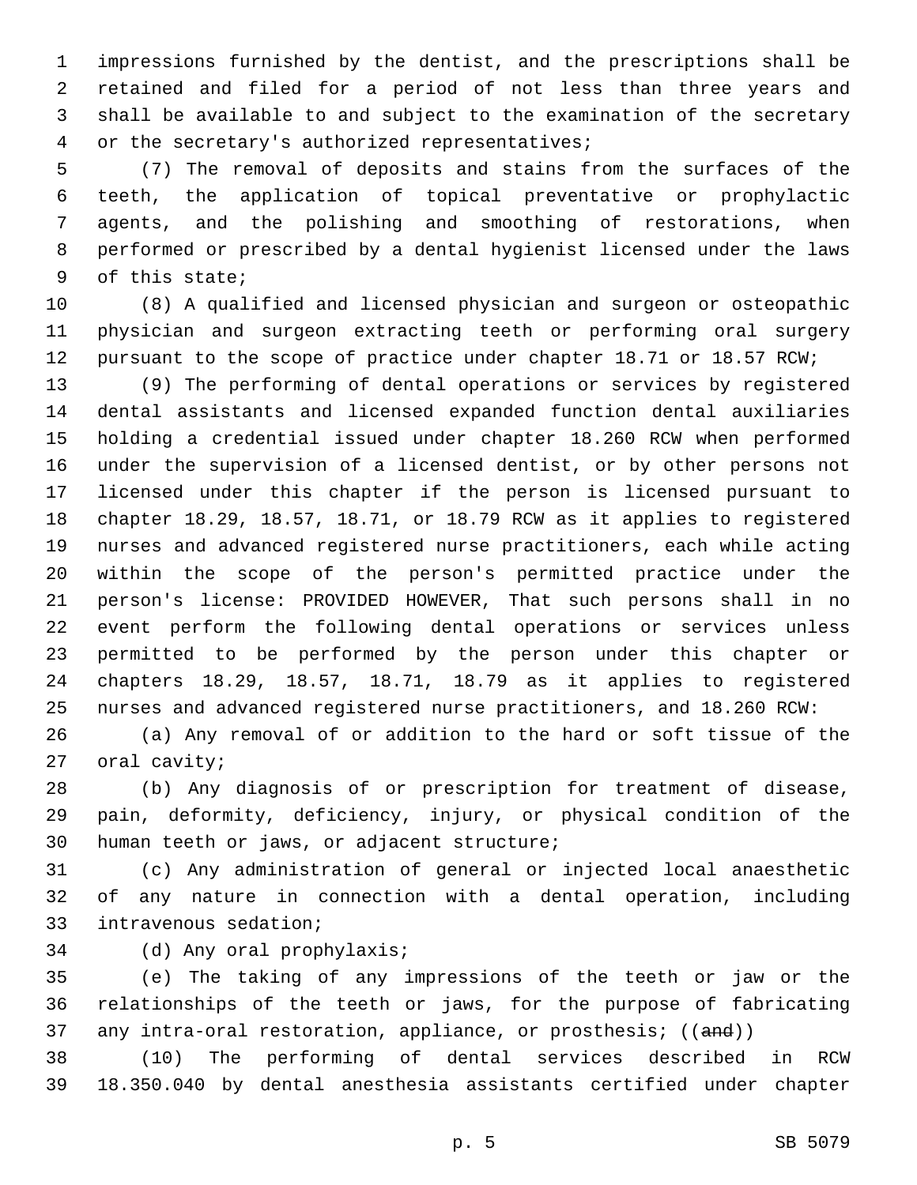impressions furnished by the dentist, and the prescriptions shall be retained and filed for a period of not less than three years and shall be available to and subject to the examination of the secretary or the secretary's authorized representatives;

(7) The removal of deposits and stains from the surfaces of the teeth, the application of topical preventative or prophylactic agents, and the polishing and smoothing of restorations, when performed or prescribed by a dental hygienist licensed under the laws of this state;

(8) A qualified and licensed physician and surgeon or osteopathic physician and surgeon extracting teeth or performing oral surgery pursuant to the scope of practice under chapter 18.71 or 18.57 RCW;

(9) The performing of dental operations or services by registered dental assistants and licensed expanded function dental auxiliaries holding a credential issued under chapter 18.260 RCW when performed under the supervision of a licensed dentist, or by other persons not licensed under this chapter if the person is licensed pursuant to chapter 18.29, 18.57, 18.71, or 18.79 RCW as it applies to registered nurses and advanced registered nurse practitioners, each while acting within the scope of the person's permitted practice under the person's license: PROVIDED HOWEVER, That such persons shall in no event perform the following dental operations or services unless permitted to be performed by the person under this chapter or chapters 18.29, 18.57, 18.71, 18.79 as it applies to registered nurses and advanced registered nurse practitioners, and 18.260 RCW:

(a) Any removal of or addition to the hard or soft tissue of the oral cavity;

(b) Any diagnosis of or prescription for treatment of disease, pain, deformity, deficiency, injury, or physical condition of the human teeth or jaws, or adjacent structure;

(c) Any administration of general or injected local anaesthetic of any nature in connection with a dental operation, including intravenous sedation;

(d) Any oral prophylaxis;

(e) The taking of any impressions of the teeth or jaw or the relationships of the teeth or jaws, for the purpose of fabricating any intra-oral restoration, appliance, or prosthesis; ((~~and~~))

(10) The performing of dental services described in RCW 18.350.040 by dental anesthesia assistants certified under chapter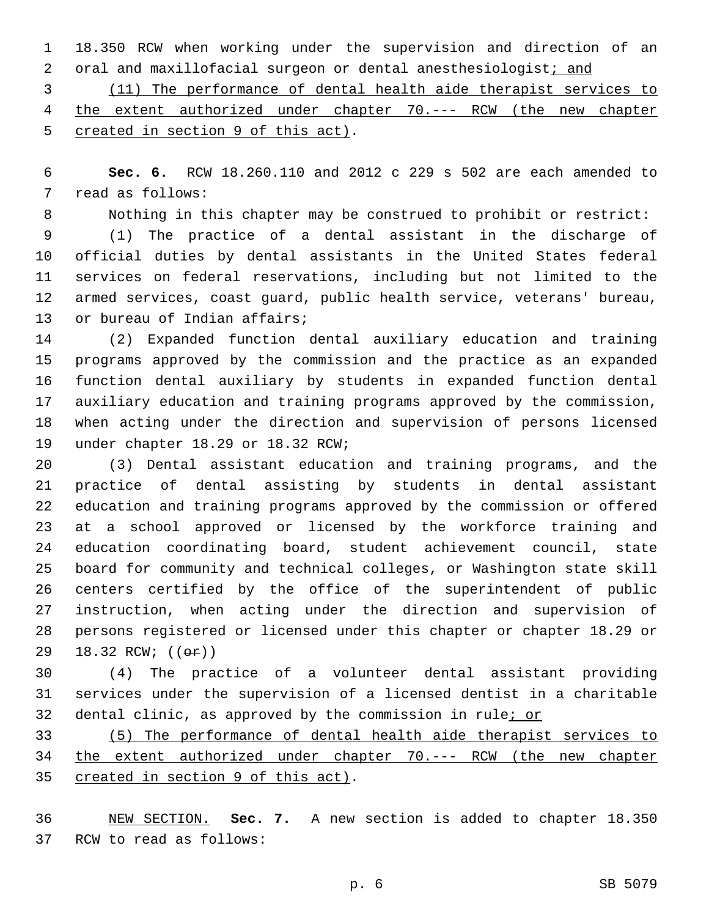18.350 RCW when working under the supervision and direction of an oral and maxillofacial surgeon or dental anesthesiologist<u>; and</u>

<u>(11) The performance of dental health aide therapist services to the extent authorized under chapter 70.--- RCW (the new chapter created in section 9 of this act)</u>.

**Sec. 6.** RCW 18.260.110 and 2012 c 229 s 502 are each amended to read as follows:

Nothing in this chapter may be construed to prohibit or restrict:

(1) The practice of a dental assistant in the discharge of official duties by dental assistants in the United States federal services on federal reservations, including but not limited to the armed services, coast guard, public health service, veterans' bureau, or bureau of Indian affairs;

(2) Expanded function dental auxiliary education and training programs approved by the commission and the practice as an expanded function dental auxiliary by students in expanded function dental auxiliary education and training programs approved by the commission, when acting under the direction and supervision of persons licensed under chapter 18.29 or 18.32 RCW;

(3) Dental assistant education and training programs, and the practice of dental assisting by students in dental assistant education and training programs approved by the commission or offered at a school approved or licensed by the workforce training and education coordinating board, student achievement council, state board for community and technical colleges, or Washington state skill centers certified by the office of the superintendent of public instruction, when acting under the direction and supervision of persons registered or licensed under this chapter or chapter 18.29 or 18.32 RCW; ((~~or~~))

(4) The practice of a volunteer dental assistant providing services under the supervision of a licensed dentist in a charitable dental clinic, as approved by the commission in rule<u>; or</u>

<u>(5) The performance of dental health aide therapist services to the extent authorized under chapter 70.--- RCW (the new chapter created in section 9 of this act)</u>.

<u>NEW SECTION.</u> **Sec. 7.** A new section is added to chapter 18.350 RCW to read as follows: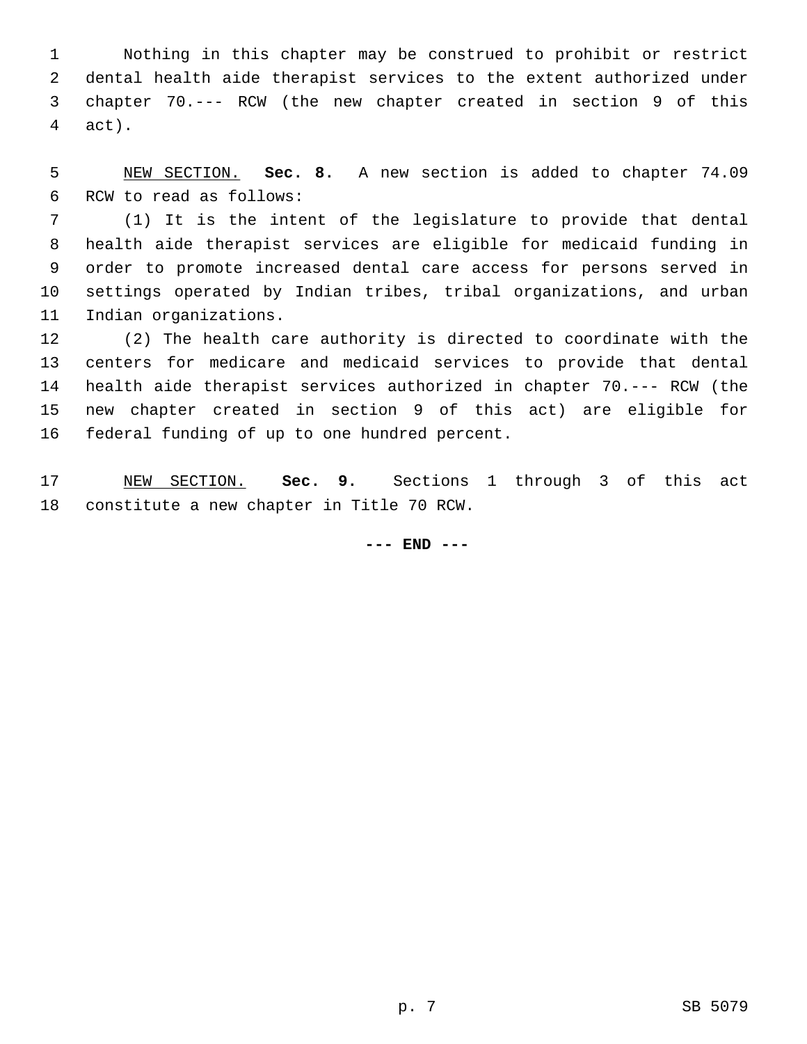Nothing in this chapter may be construed to prohibit or restrict dental health aide therapist services to the extent authorized under chapter 70.--- RCW (the new chapter created in section 9 of this act).

NEW SECTION. **Sec. 8.** A new section is added to chapter 74.09 RCW to read as follows:

(1) It is the intent of the legislature to provide that dental health aide therapist services are eligible for medicaid funding in order to promote increased dental care access for persons served in settings operated by Indian tribes, tribal organizations, and urban Indian organizations.

(2) The health care authority is directed to coordinate with the centers for medicare and medicaid services to provide that dental health aide therapist services authorized in chapter 70.--- RCW (the new chapter created in section 9 of this act) are eligible for federal funding of up to one hundred percent.

NEW SECTION. **Sec. 9.** Sections 1 through 3 of this act constitute a new chapter in Title 70 RCW.

**--- END ---**